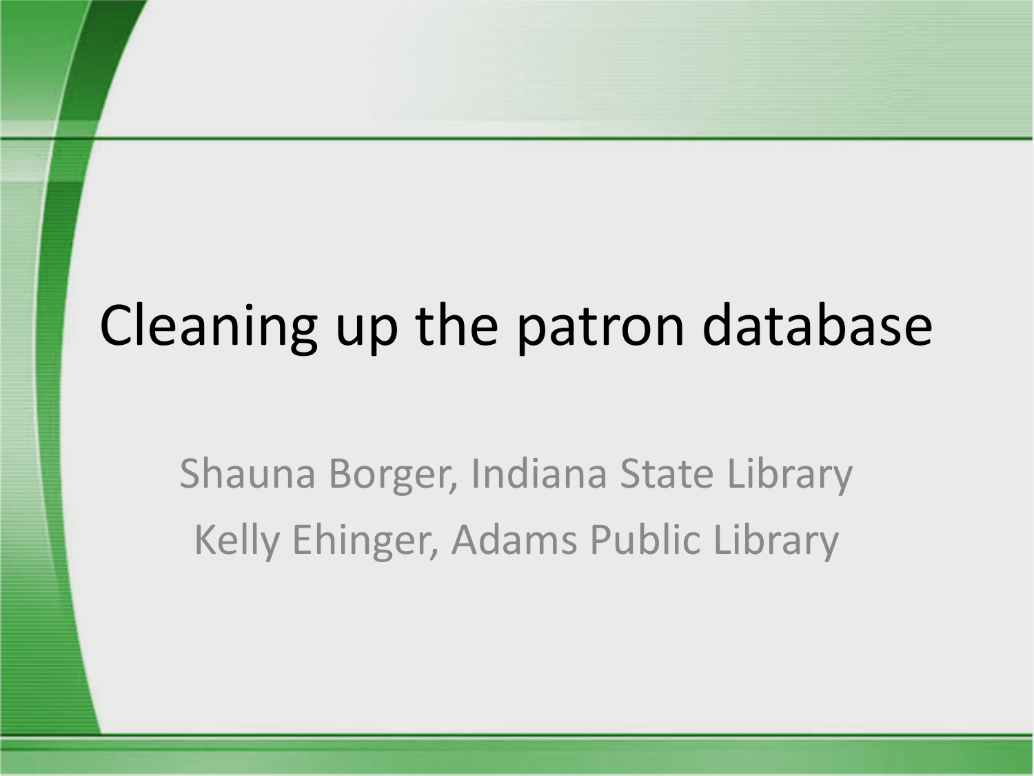# Cleaning up the patron database

Shauna Borger, Indiana State Library

Kelly Ehinger, Adams Public Library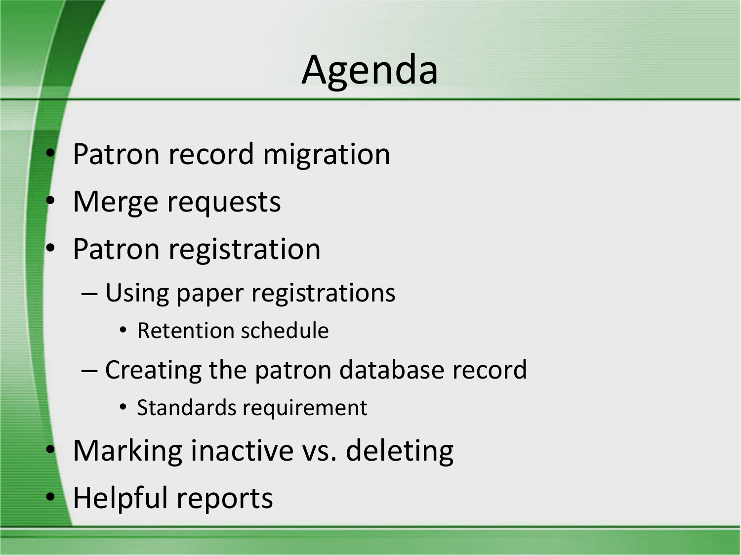# Agenda

- Patron record migration
- Merge requests
- Patron registration
  - Using paper registrations
    - Retention schedule
  - Creating the patron database record
    - Standards requirement
- Marking inactive vs. deleting
- Helpful reports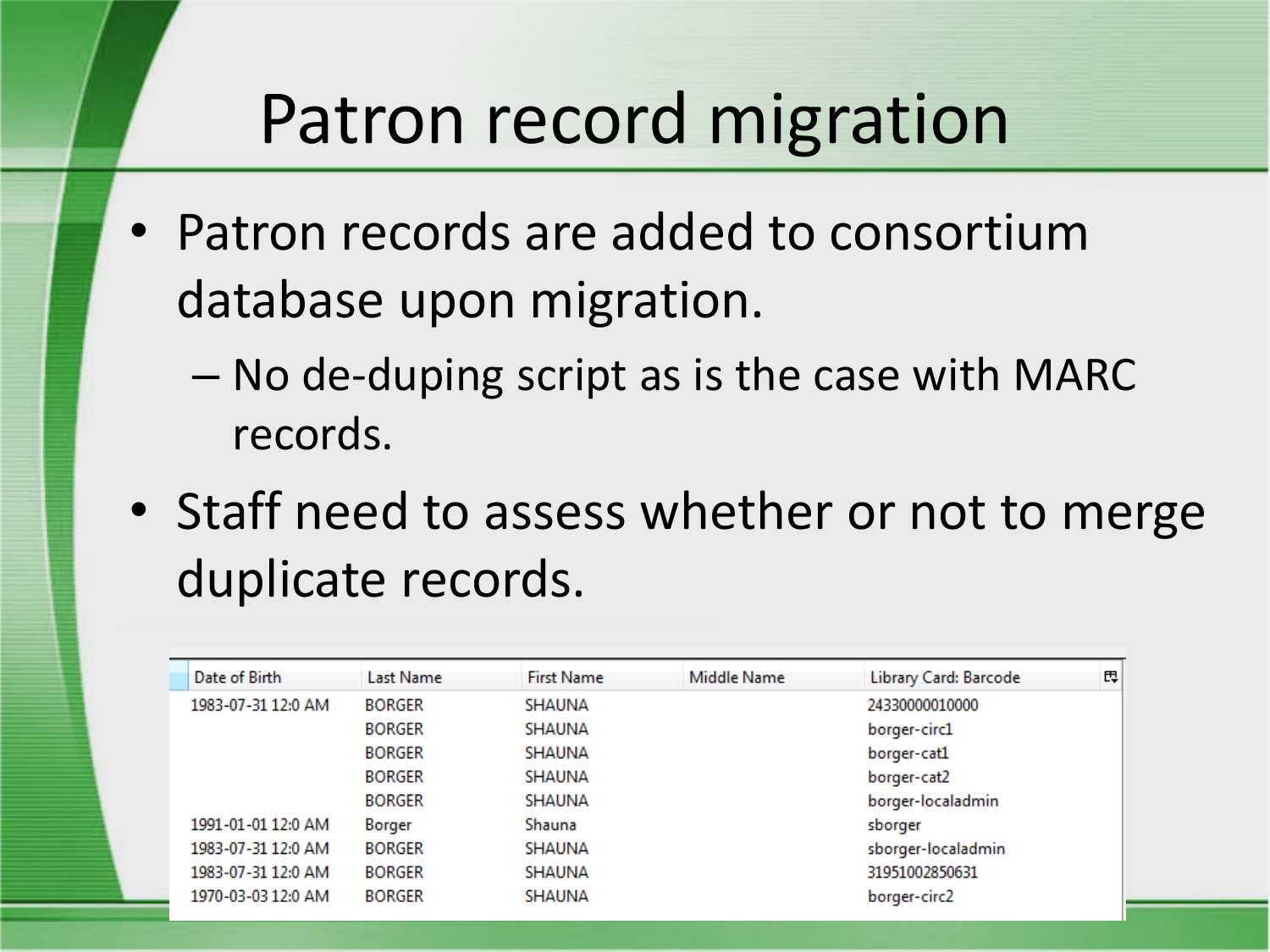# Patron record migration

- Patron records are added to consortium database upon migration.
  - No de-duping script as is the case with MARC records.
- Staff need to assess whether or not to merge duplicate records.

| Date of Birth | Last Name | First Name | Middle Name | Library Card: Barcode |
|---|---|---|---|---|
| 1983-07-31 12:0 AM | BORGER | SHAUNA | | 24330000010000 |
| | BORGER | SHAUNA | | borger-circ1 |
| | BORGER | SHAUNA | | borger-cat1 |
| | BORGER | SHAUNA | | borger-cat2 |
| | BORGER | SHAUNA | | borger-localadmin |
| 1991-01-01 12:0 AM | Borger | Shauna | | sborger |
| 1983-07-31 12:0 AM | BORGER | SHAUNA | | sborger-localadmin |
| 1983-07-31 12:0 AM | BORGER | SHAUNA | | 31951002850631 |
| 1970-03-03 12:0 AM | BORGER | SHAUNA | | borger-circ2 |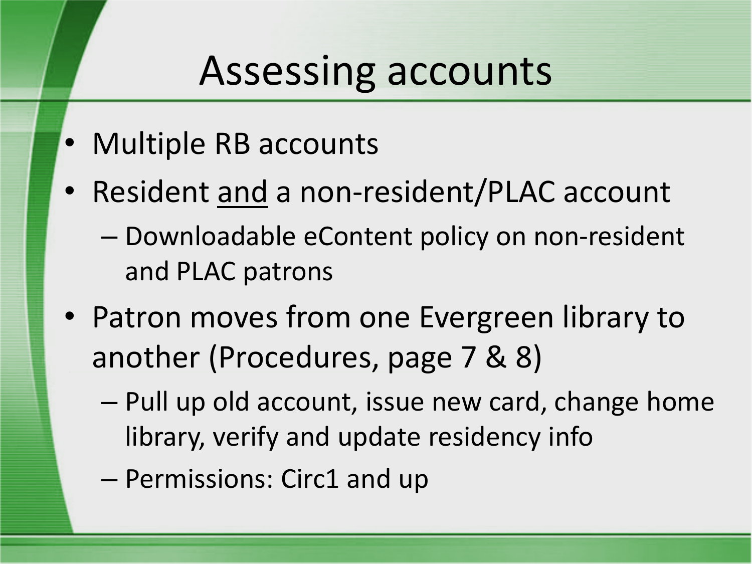# Assessing accounts

- Multiple RB accounts
- Resident <u>and</u> a non-resident/PLAC account
  - Downloadable eContent policy on non-resident and PLAC patrons
- Patron moves from one Evergreen library to another (Procedures, page 7 & 8)
  - Pull up old account, issue new card, change home library, verify and update residency info
  - Permissions: Circ1 and up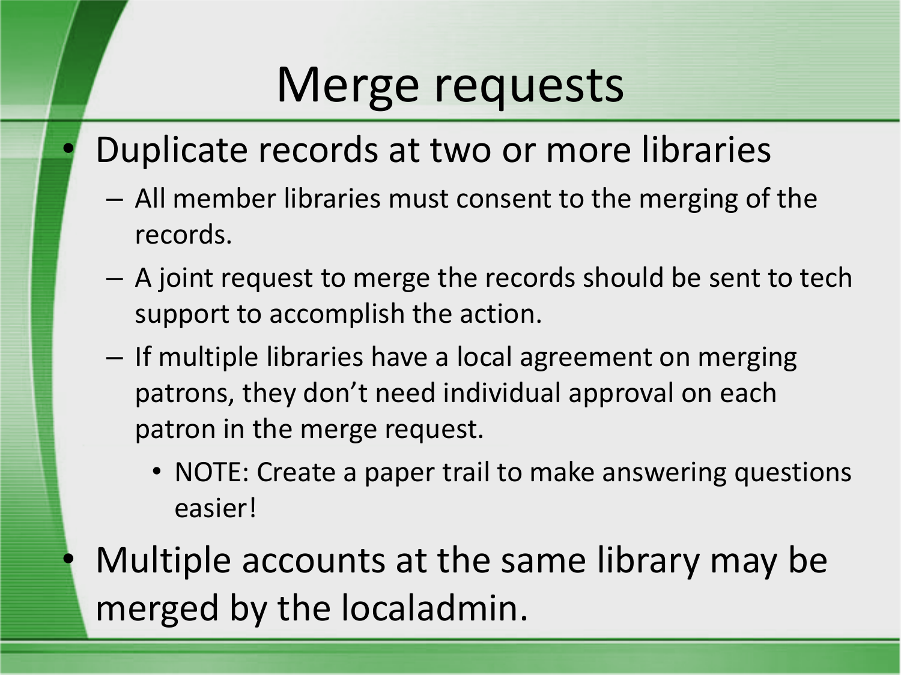# Merge requests

- Duplicate records at two or more libraries
  - All member libraries must consent to the merging of the records.
  - A joint request to merge the records should be sent to tech support to accomplish the action.
  - If multiple libraries have a local agreement on merging patrons, they don't need individual approval on each patron in the merge request.
    - NOTE: Create a paper trail to make answering questions easier!
- Multiple accounts at the same library may be merged by the localadmin.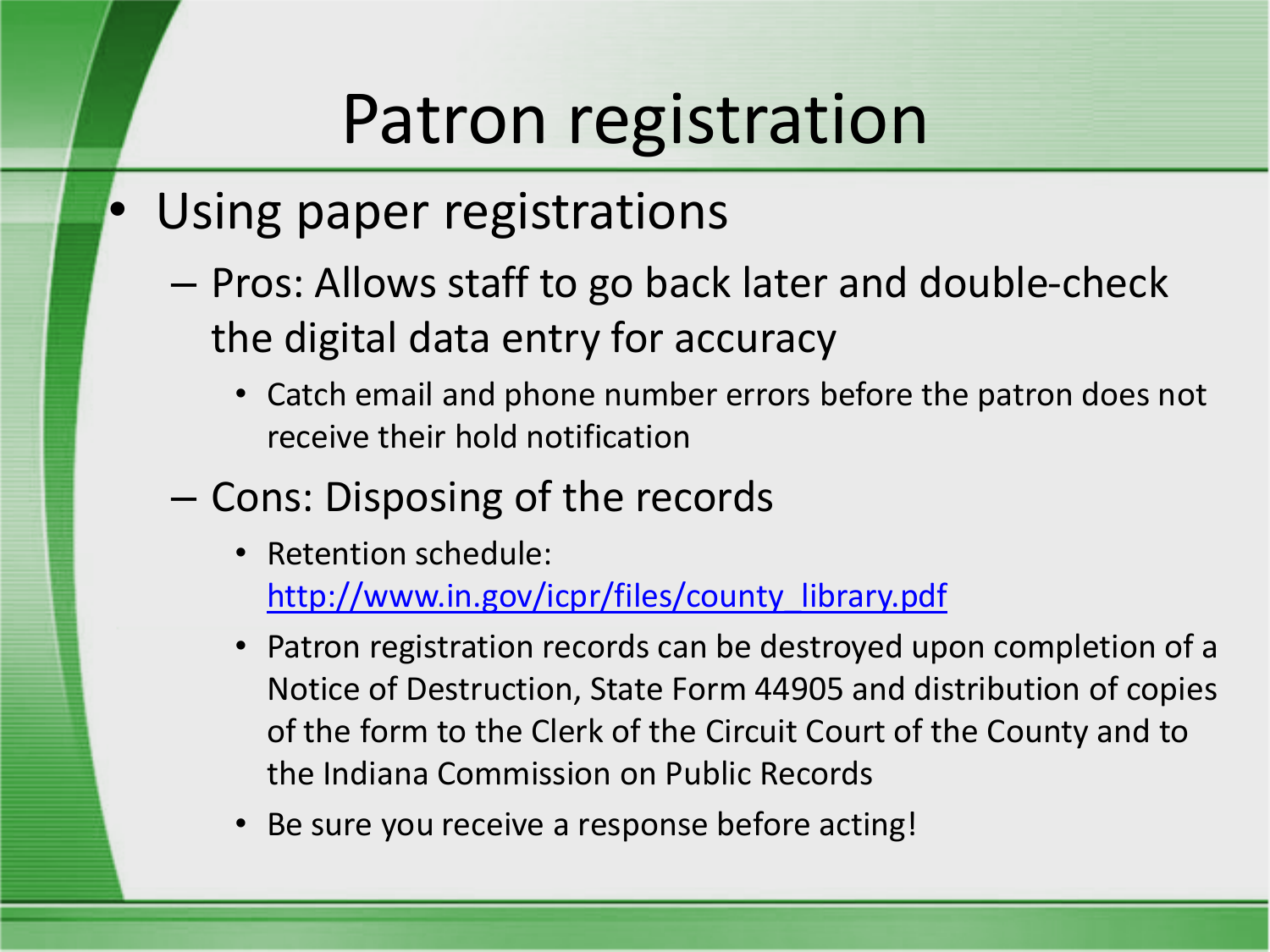# Patron registration

- Using paper registrations
  - Pros: Allows staff to go back later and double-check the digital data entry for accuracy
    - Catch email and phone number errors before the patron does not receive their hold notification
  - Cons: Disposing of the records
    - Retention schedule: http://www.in.gov/icpr/files/county_library.pdf
    - Patron registration records can be destroyed upon completion of a Notice of Destruction, State Form 44905 and distribution of copies of the form to the Clerk of the Circuit Court of the County and to the Indiana Commission on Public Records
    - Be sure you receive a response before acting!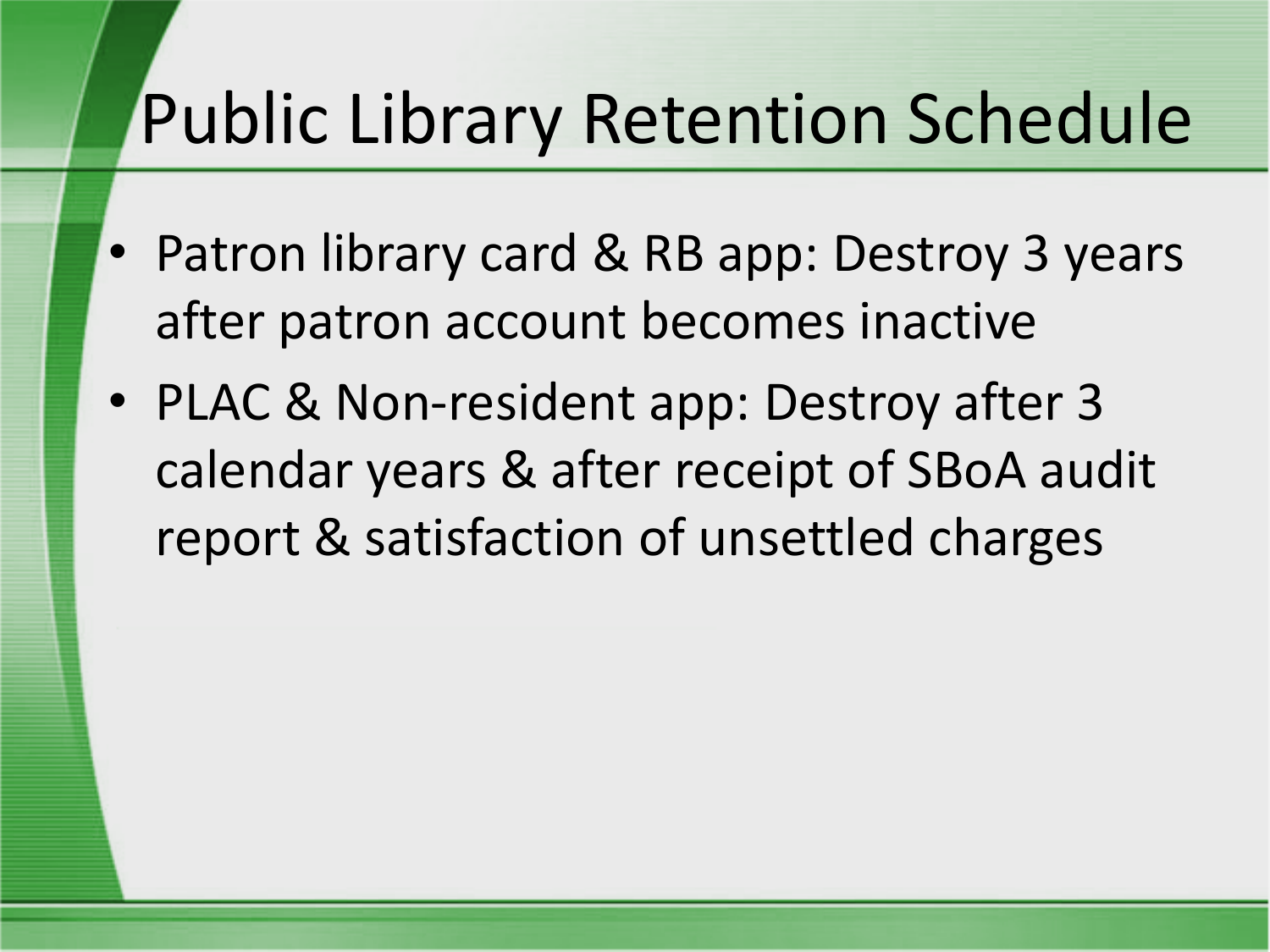# Public Library Retention Schedule

- Patron library card & RB app: Destroy 3 years after patron account becomes inactive
- PLAC & Non-resident app: Destroy after 3 calendar years & after receipt of SBoA audit report & satisfaction of unsettled charges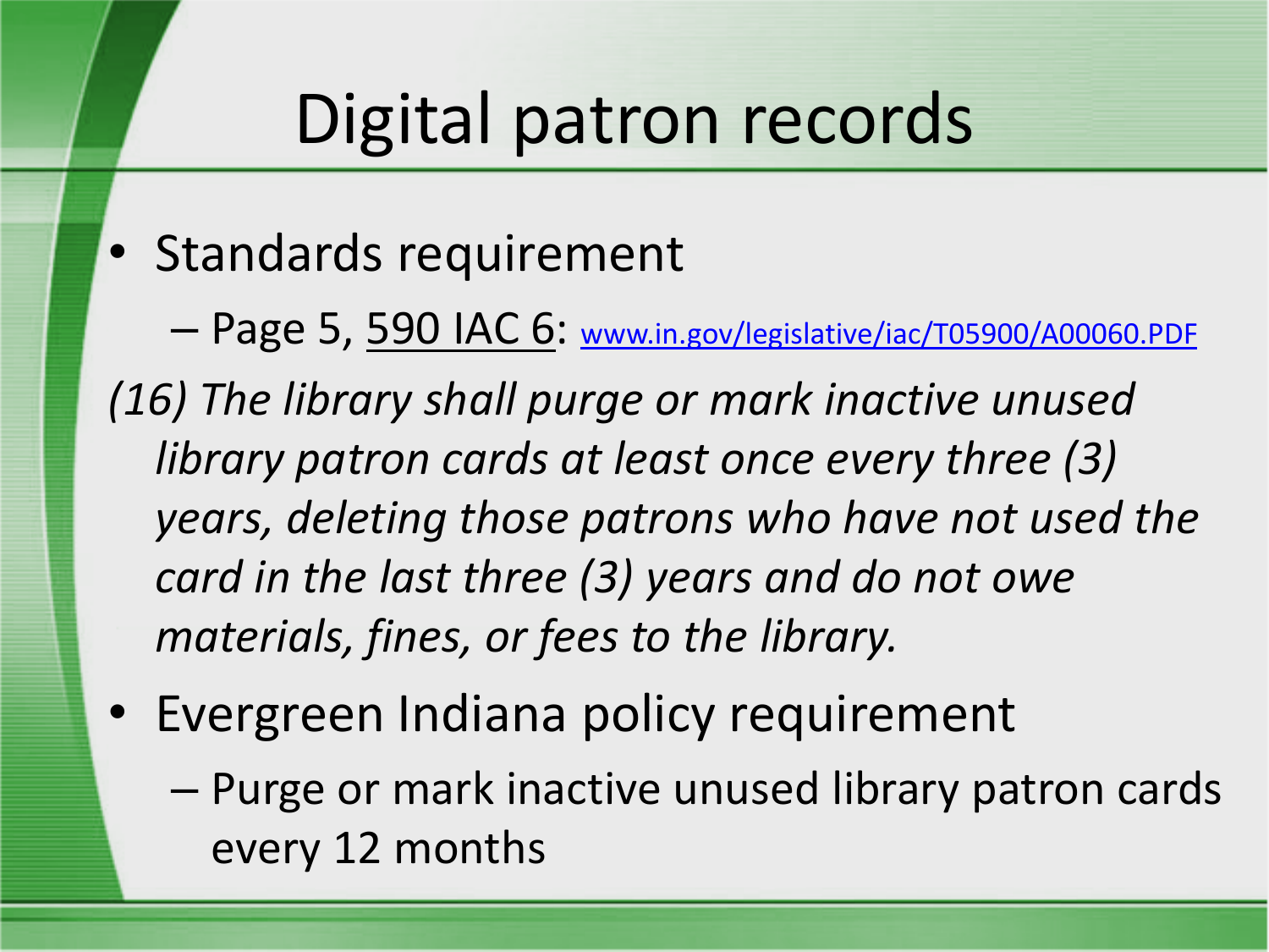# Digital patron records

- Standards requirement
  - Page 5, 590 IAC 6: [www.in.gov/legislative/iac/T05900/A00060.PDF](http://www.in.gov/legislative/iac/T05900/A00060.PDF)

*(16) The library shall purge or mark inactive unused library patron cards at least once every three (3) years, deleting those patrons who have not used the card in the last three (3) years and do not owe materials, fines, or fees to the library.*

- Evergreen Indiana policy requirement
  - Purge or mark inactive unused library patron cards every 12 months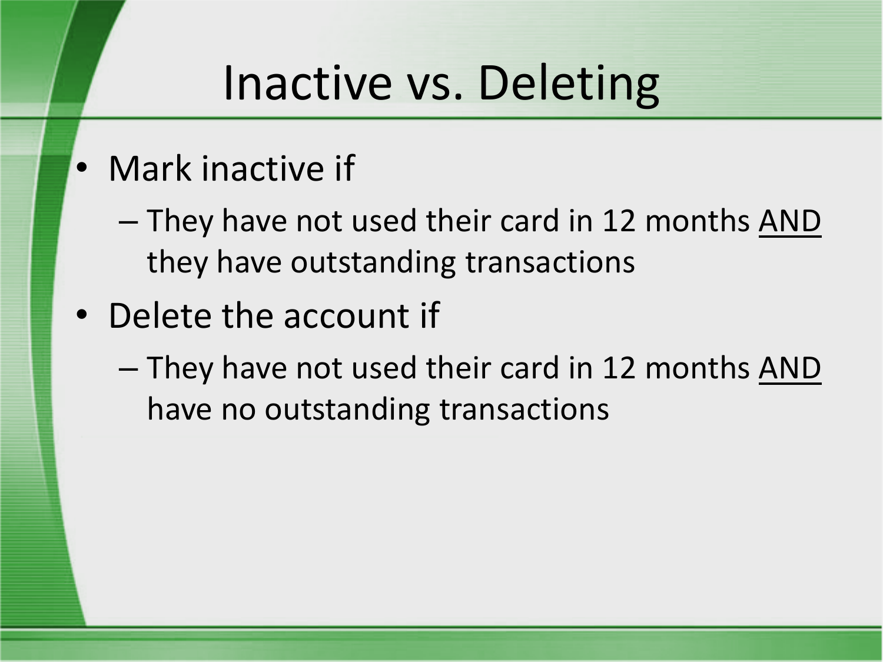# Inactive vs. Deleting

- Mark inactive if
  - They have not used their card in 12 months <u>AND</u> they have outstanding transactions
- Delete the account if
  - They have not used their card in 12 months <u>AND</u> have no outstanding transactions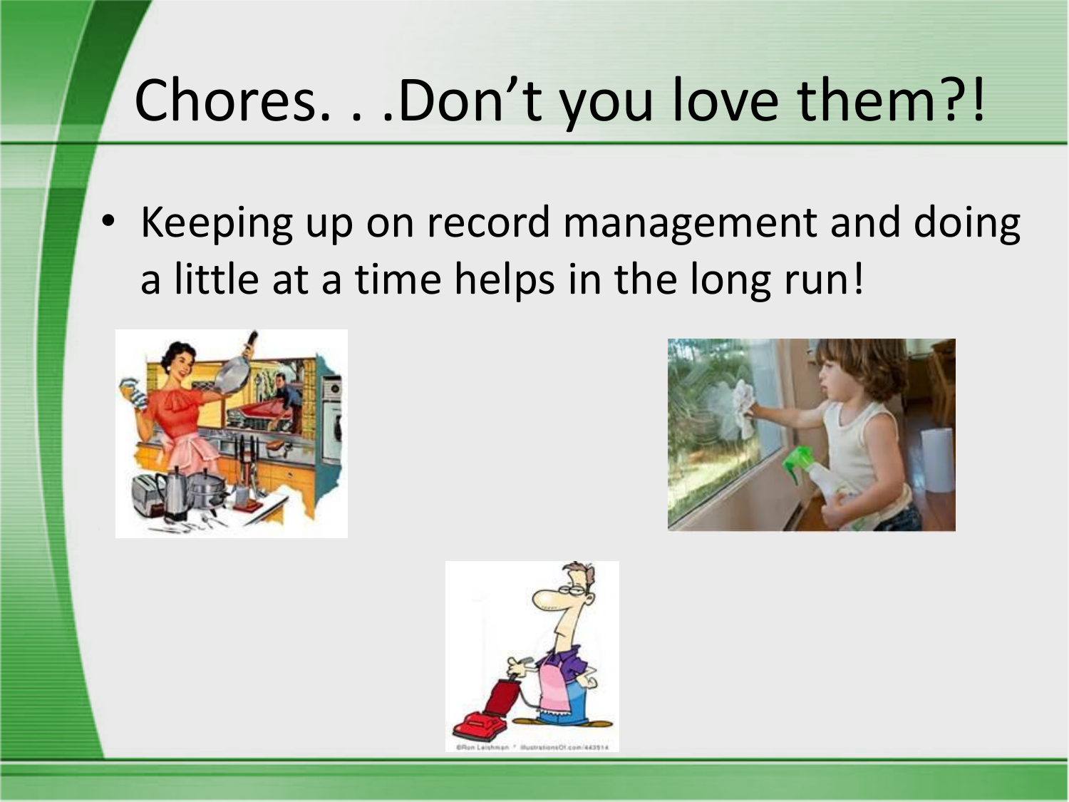# Chores. . .Don't you love them?!

- Keeping up on record management and doing a little at a time helps in the long run!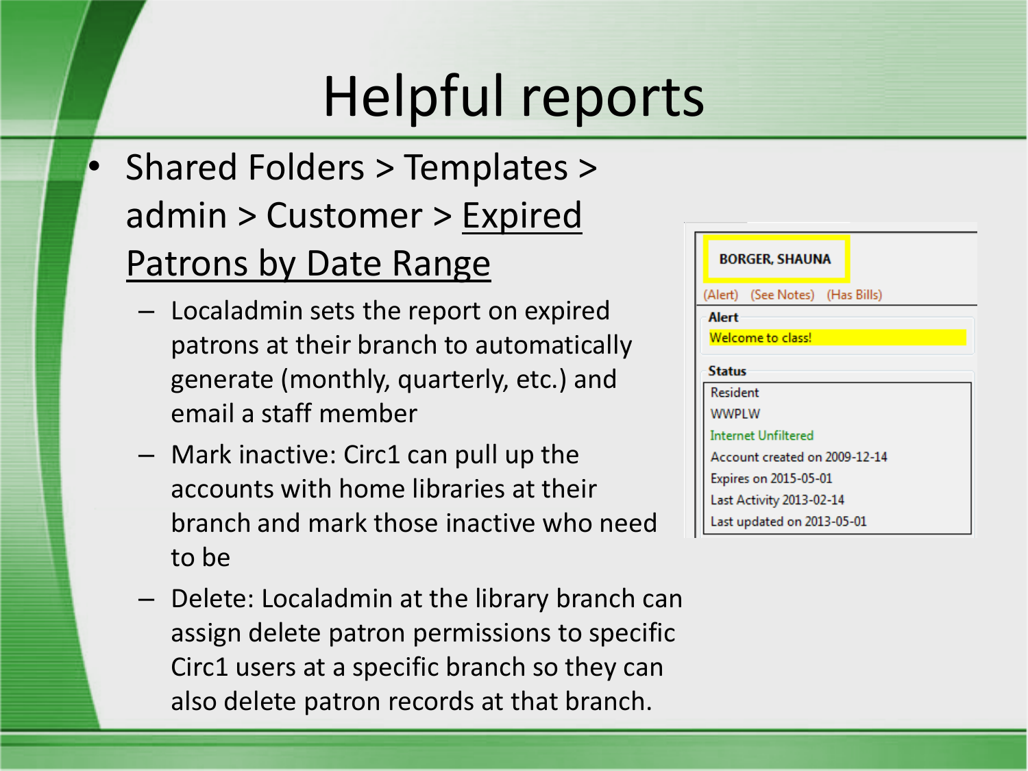# Helpful reports

- Shared Folders > Templates > admin > Customer > Expired Patrons by Date Range
  - Localadmin sets the report on expired patrons at their branch to automatically generate (monthly, quarterly, etc.) and email a staff member
  - Mark inactive: Circ1 can pull up the accounts with home libraries at their branch and mark those inactive who need to be
  - Delete: Localadmin at the library branch can assign delete patron permissions to specific Circ1 users at a specific branch so they can also delete patron records at that branch.

**BORGER, SHAUNA**

(Alert) (See Notes) (Has Bills)

**Alert**

Welcome to class!

**Status**

Resident

WWPLW

Internet Unfiltered

Account created on 2009-12-14

Expires on 2015-05-01

Last Activity 2013-02-14

Last updated on 2013-05-01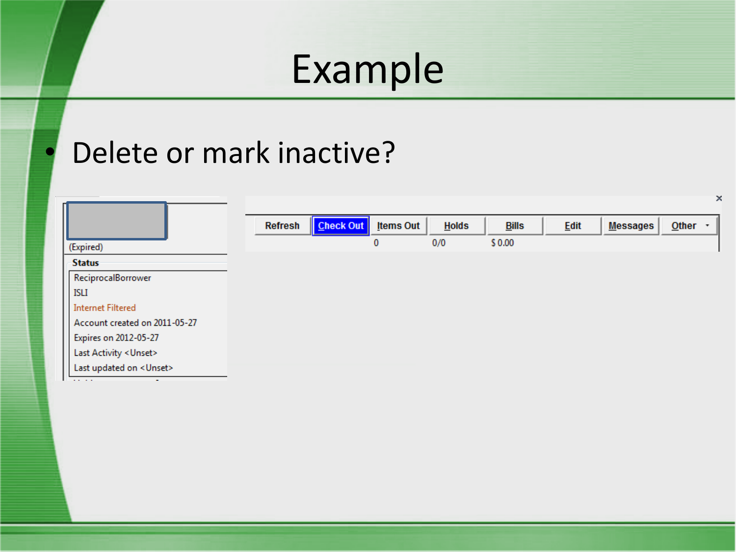# Example

- Delete or mark inactive?

(Expired)

**Status**

ReciprocalBorrower

ISLI

Internet Filtered

Account created on 2011-05-27

Expires on 2012-05-27

Last Activity <Unset>

Last updated on <Unset>

| Refresh | Check Out | Items Out | Holds | Bills | Edit | Messages | Other |
|---|---|---|---|---|---|---|---|
| | | 0 | 0/0 | $ 0.00 | | | |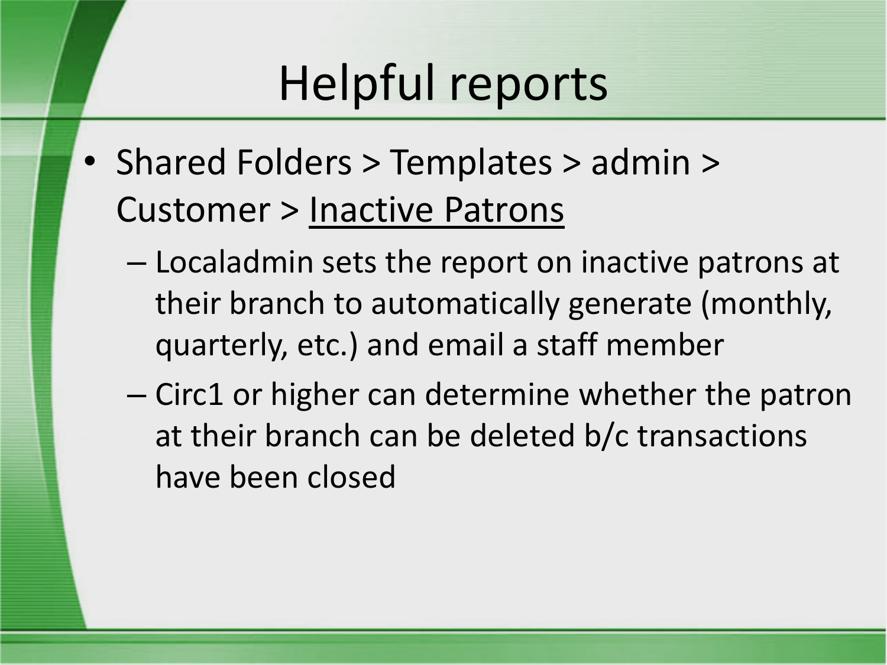# Helpful reports

- Shared Folders > Templates > admin > Customer > Inactive Patrons
  - Localadmin sets the report on inactive patrons at their branch to automatically generate (monthly, quarterly, etc.) and email a staff member
  - Circ1 or higher can determine whether the patron at their branch can be deleted b/c transactions have been closed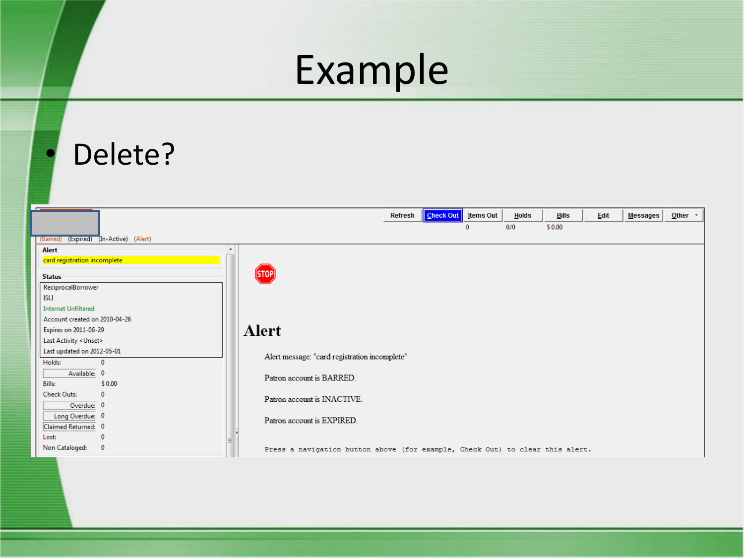# Example

- Delete?

Refresh | Check Out | Items Out | Holds | Bills | Edit | Messages | Other

0 | 0/0 | $ 0.00

(Barred) (Expired) (In-Active) (Alert)

**Alert**

card registration incomplete

**Status**

ReciprocalBorrower
ISLI
Internet Unfiltered
Account created on 2010-04-26
Expires on 2011-06-29
Last Activity <Unset>
Last updated on 2012-05-01

| | |
|---|---|
| Holds: | 0 |
| Available: | 0 |
| Bills: | $ 0.00 |
| Check Outs: | 0 |
| Overdue: | 0 |
| Long Overdue: | 0 |
| Claimed Returned: | 0 |
| Lost: | 0 |
| Non Cataloged: | 0 |

STOP

## Alert

Alert message: "card registration incomplete"

Patron account is BARRED.

Patron account is INACTIVE.

Patron account is EXPIRED.

Press a navigation button above (for example, Check Out) to clear this alert.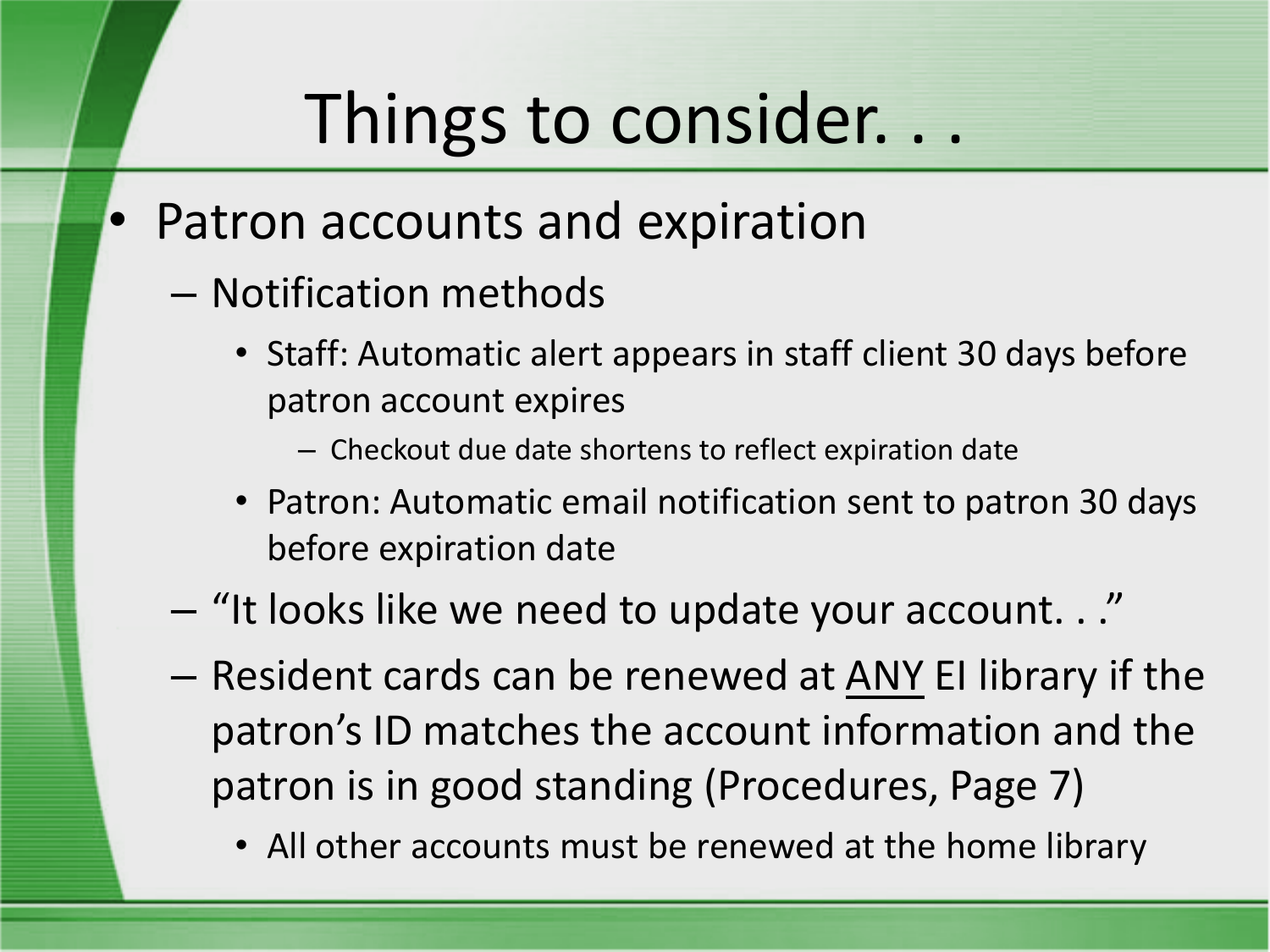# Things to consider. . .

- Patron accounts and expiration
  - Notification methods
    - Staff: Automatic alert appears in staff client 30 days before patron account expires
      - Checkout due date shortens to reflect expiration date
    - Patron: Automatic email notification sent to patron 30 days before expiration date
  - "It looks like we need to update your account. . ."
  - Resident cards can be renewed at <u>ANY</u> EI library if the patron's ID matches the account information and the patron is in good standing (Procedures, Page 7)
    - All other accounts must be renewed at the home library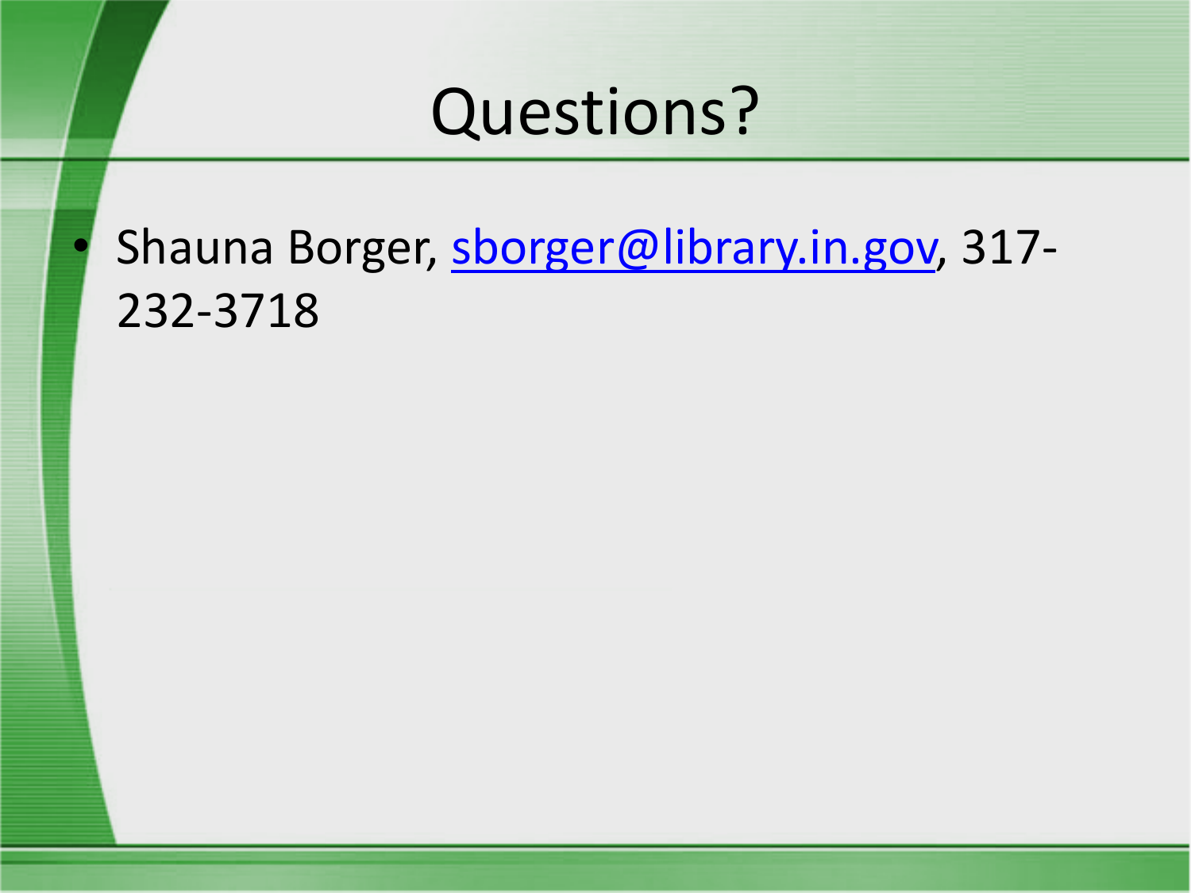# Questions?

- Shauna Borger, sborger@library.in.gov, 317-232-3718